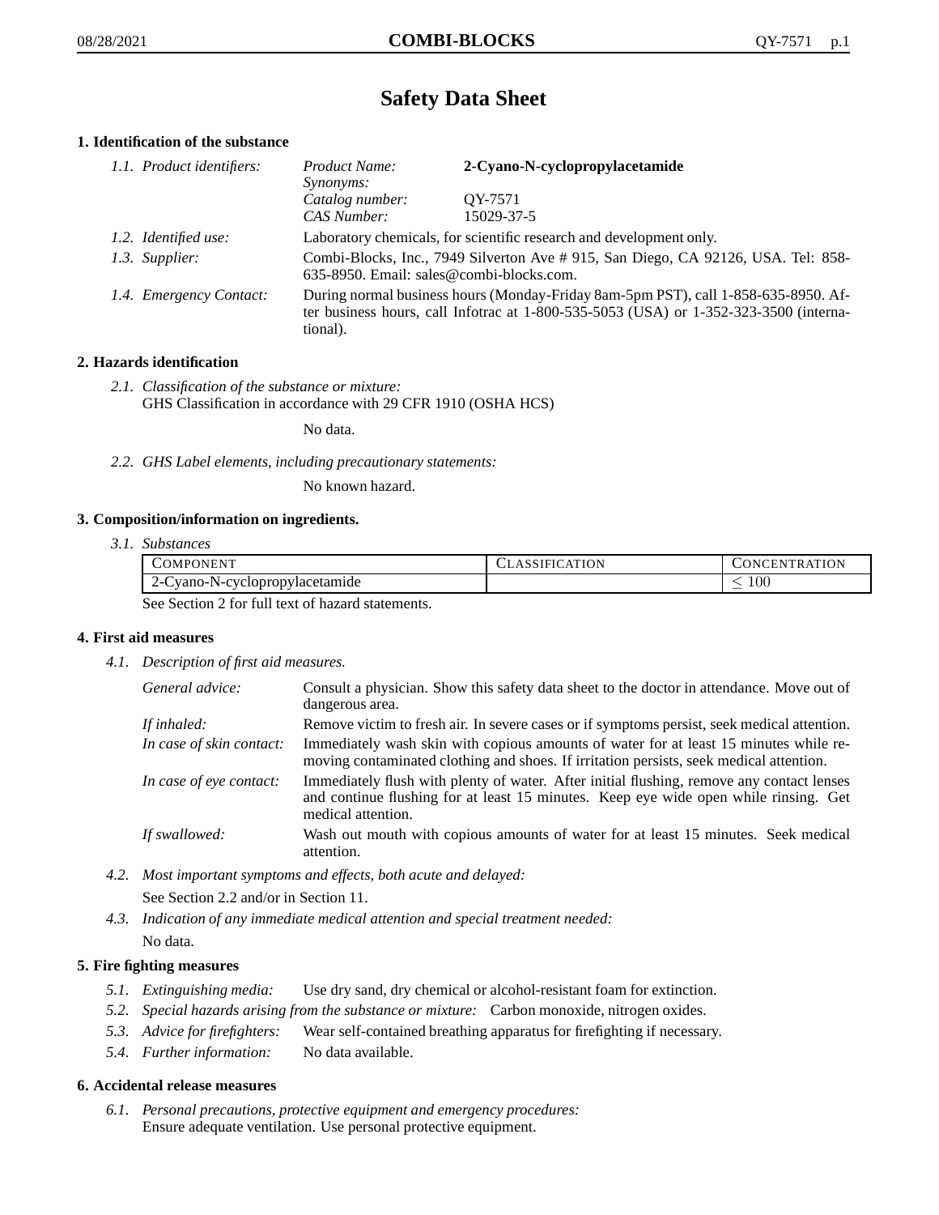# Safety Data Sheet

## 1. Identification of the substance

*1.1. Product identifiers:*

| | |
|---|---|
| *Product Name:* | **2-Cyano-N-cyclopropylacetamide** |
| *Synonyms:* | |
| *Catalog number:* | QY-7571 |
| *CAS Number:* | 15029-37-5 |

*1.2. Identified use:* Laboratory chemicals, for scientific research and development only.

*1.3. Supplier:* Combi-Blocks, Inc., 7949 Silverton Ave # 915, San Diego, CA 92126, USA. Tel: 858-635-8950. Email: sales@combi-blocks.com.

*1.4. Emergency Contact:* During normal business hours (Monday-Friday 8am-5pm PST), call 1-858-635-8950. After business hours, call Infotrac at 1-800-535-5053 (USA) or 1-352-323-3500 (international).

## 2. Hazards identification

*2.1. Classification of the substance or mixture:*
GHS Classification in accordance with 29 CFR 1910 (OSHA HCS)

No data.

*2.2. GHS Label elements, including precautionary statements:*

No known hazard.

## 3. Composition/information on ingredients.

*3.1. Substances*

| COMPONENT | CLASSIFICATION | CONCENTRATION |
|---|---|---|
| 2-Cyano-N-cyclopropylacetamide | | $\leq 100$ |

See Section 2 for full text of hazard statements.

## 4. First aid measures

*4.1. Description of first aid measures.*

*General advice:* Consult a physician. Show this safety data sheet to the doctor in attendance. Move out of dangerous area.

*If inhaled:* Remove victim to fresh air. In severe cases or if symptoms persist, seek medical attention.

*In case of skin contact:* Immediately wash skin with copious amounts of water for at least 15 minutes while removing contaminated clothing and shoes. If irritation persists, seek medical attention.

*In case of eye contact:* Immediately flush with plenty of water. After initial flushing, remove any contact lenses and continue flushing for at least 15 minutes. Keep eye wide open while rinsing. Get medical attention.

*If swallowed:* Wash out mouth with copious amounts of water for at least 15 minutes. Seek medical attention.

*4.2. Most important symptoms and effects, both acute and delayed:*

See Section 2.2 and/or in Section 11.

*4.3. Indication of any immediate medical attention and special treatment needed:*

No data.

## 5. Fire fighting measures

*5.1. Extinguishing media:* Use dry sand, dry chemical or alcohol-resistant foam for extinction.

*5.2. Special hazards arising from the substance or mixture:* Carbon monoxide, nitrogen oxides.

*5.3. Advice for firefighters:* Wear self-contained breathing apparatus for firefighting if necessary.

*5.4. Further information:* No data available.

## 6. Accidental release measures

*6.1. Personal precautions, protective equipment and emergency procedures:*
Ensure adequate ventilation. Use personal protective equipment.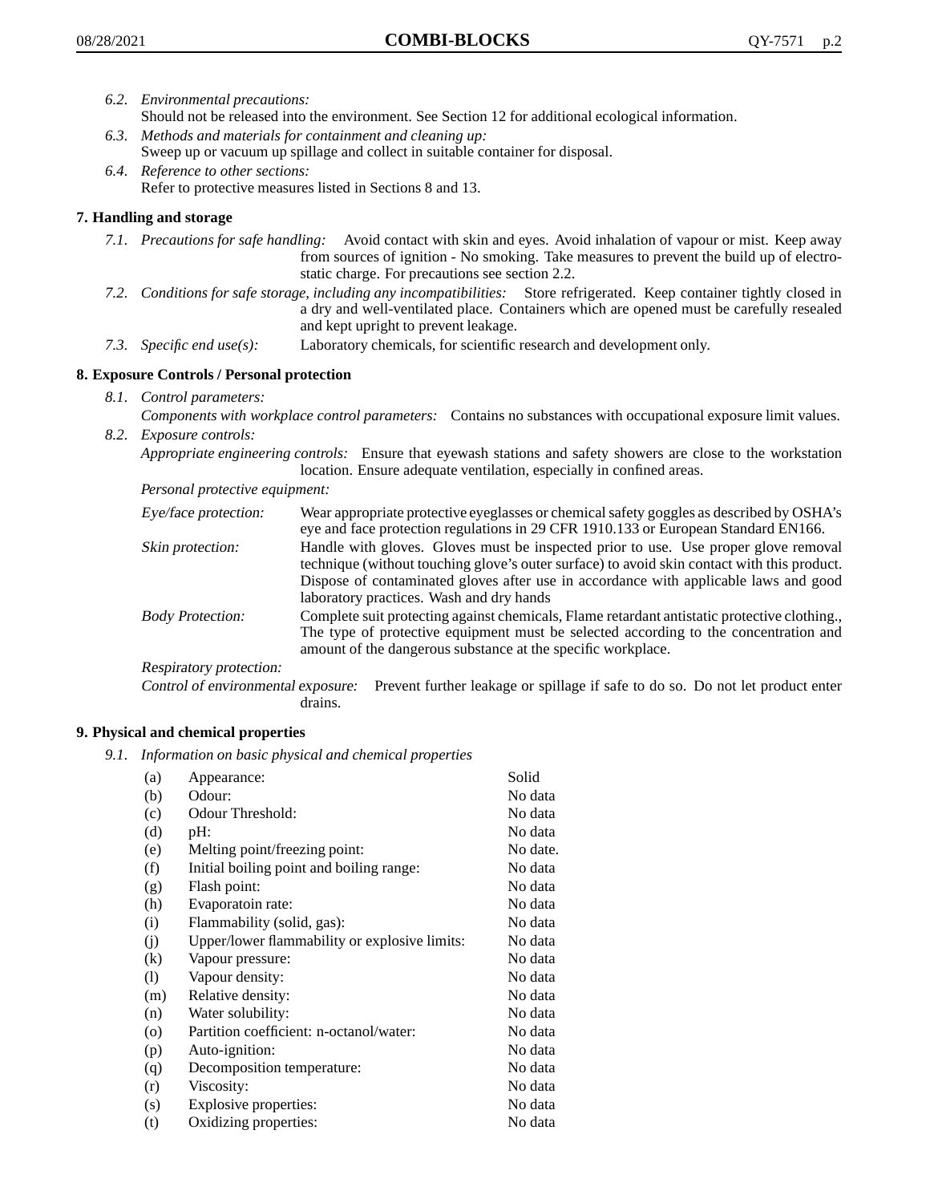*6.2. Environmental precautions:*
Should not be released into the environment. See Section 12 for additional ecological information.

*6.3. Methods and materials for containment and cleaning up:*
Sweep up or vacuum up spillage and collect in suitable container for disposal.

*6.4. Reference to other sections:*
Refer to protective measures listed in Sections 8 and 13.

## 7. Handling and storage

*7.1. Precautions for safe handling:* Avoid contact with skin and eyes. Avoid inhalation of vapour or mist. Keep away from sources of ignition - No smoking. Take measures to prevent the build up of electrostatic charge. For precautions see section 2.2.

*7.2. Conditions for safe storage, including any incompatibilities:* Store refrigerated. Keep container tightly closed in a dry and well-ventilated place. Containers which are opened must be carefully resealed and kept upright to prevent leakage.

*7.3. Specific end use(s):* Laboratory chemicals, for scientific research and development only.

## 8. Exposure Controls / Personal protection

*8.1. Control parameters:*
*Components with workplace control parameters:* Contains no substances with occupational exposure limit values.

*8.2. Exposure controls:*
*Appropriate engineering controls:* Ensure that eyewash stations and safety showers are close to the workstation location. Ensure adequate ventilation, especially in confined areas.

*Personal protective equipment:*

*Eye/face protection:* Wear appropriate protective eyeglasses or chemical safety goggles as described by OSHA's eye and face protection regulations in 29 CFR 1910.133 or European Standard EN166.

*Skin protection:* Handle with gloves. Gloves must be inspected prior to use. Use proper glove removal technique (without touching glove's outer surface) to avoid skin contact with this product. Dispose of contaminated gloves after use in accordance with applicable laws and good laboratory practices. Wash and dry hands

*Body Protection:* Complete suit protecting against chemicals, Flame retardant antistatic protective clothing., The type of protective equipment must be selected according to the concentration and amount of the dangerous substance at the specific workplace.

*Respiratory protection:*

*Control of environmental exposure:* Prevent further leakage or spillage if safe to do so. Do not let product enter drains.

## 9. Physical and chemical properties

*9.1. Information on basic physical and chemical properties*

| | | |
|---|---|---|
| (a) | Appearance: | Solid |
| (b) | Odour: | No data |
| (c) | Odour Threshold: | No data |
| (d) | pH: | No data |
| (e) | Melting point/freezing point: | No date. |
| (f) | Initial boiling point and boiling range: | No data |
| (g) | Flash point: | No data |
| (h) | Evaporatoin rate: | No data |
| (i) | Flammability (solid, gas): | No data |
| (j) | Upper/lower flammability or explosive limits: | No data |
| (k) | Vapour pressure: | No data |
| (l) | Vapour density: | No data |
| (m) | Relative density: | No data |
| (n) | Water solubility: | No data |
| (o) | Partition coefficient: n-octanol/water: | No data |
| (p) | Auto-ignition: | No data |
| (q) | Decomposition temperature: | No data |
| (r) | Viscosity: | No data |
| (s) | Explosive properties: | No data |
| (t) | Oxidizing properties: | No data |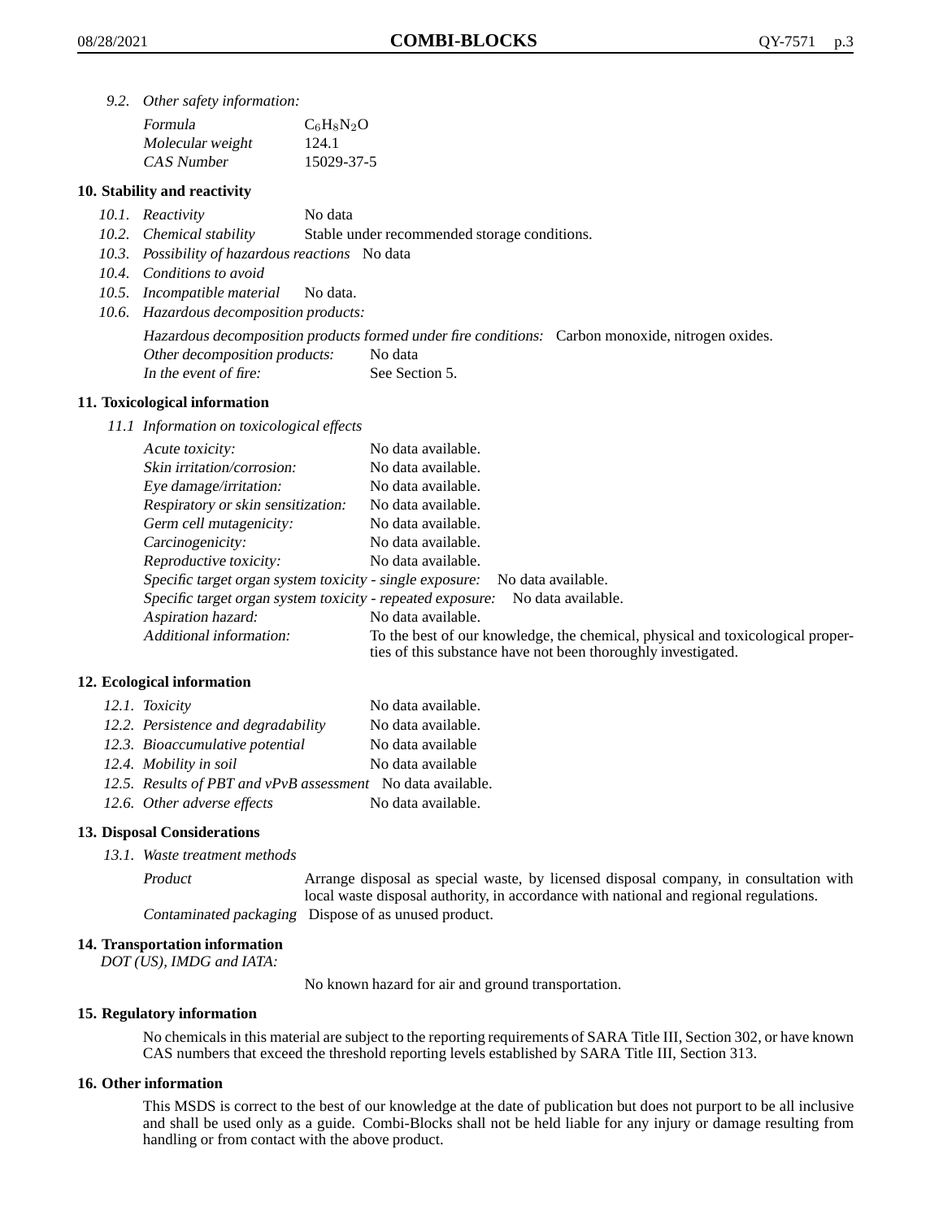*9.2. Other safety information:*

| | |
|---|---|
| *Formula* | $C_6H_8N_2O$ |
| *Molecular weight* | 124.1 |
| *CAS Number* | 15029-37-5 |

## 10. Stability and reactivity

- *10.1. Reactivity* No data
- *10.2. Chemical stability* Stable under recommended storage conditions.
- *10.3. Possibility of hazardous reactions* No data
- *10.4. Conditions to avoid*
- *10.5. Incompatible material* No data.
- *10.6. Hazardous decomposition products:*

*Hazardous decomposition products formed under fire conditions:* Carbon monoxide, nitrogen oxides.
*Other decomposition products:* No data
*In the event of fire:* See Section 5.

## 11. Toxicological information

*11.1 Information on toxicological effects*

| | |
|---|---|
| *Acute toxicity:* | No data available. |
| *Skin irritation/corrosion:* | No data available. |
| *Eye damage/irritation:* | No data available. |
| *Respiratory or skin sensitization:* | No data available. |
| *Germ cell mutagenicity:* | No data available. |
| *Carcinogenicity:* | No data available. |
| *Reproductive toxicity:* | No data available. |
| *Specific target organ system toxicity - single exposure:* | No data available. |
| *Specific target organ system toxicity - repeated exposure:* | No data available. |
| *Aspiration hazard:* | No data available. |
| *Additional information:* | To the best of our knowledge, the chemical, physical and toxicological properties of this substance have not been thoroughly investigated. |

## 12. Ecological information

| | |
|---|---|
| *12.1. Toxicity* | No data available. |
| *12.2. Persistence and degradability* | No data available. |
| *12.3. Bioaccumulative potential* | No data available |
| *12.4. Mobility in soil* | No data available |
| *12.5. Results of PBT and vPvB assessment* | No data available. |
| *12.6. Other adverse effects* | No data available. |

## 13. Disposal Considerations

*13.1. Waste treatment methods*

*Product* Arrange disposal as special waste, by licensed disposal company, in consultation with local waste disposal authority, in accordance with national and regional regulations.

*Contaminated packaging* Dispose of as unused product.

## 14. Transportation information

*DOT (US), IMDG and IATA:*

No known hazard for air and ground transportation.

## 15. Regulatory information

No chemicals in this material are subject to the reporting requirements of SARA Title III, Section 302, or have known CAS numbers that exceed the threshold reporting levels established by SARA Title III, Section 313.

## 16. Other information

This MSDS is correct to the best of our knowledge at the date of publication but does not purport to be all inclusive and shall be used only as a guide. Combi-Blocks shall not be held liable for any injury or damage resulting from handling or from contact with the above product.